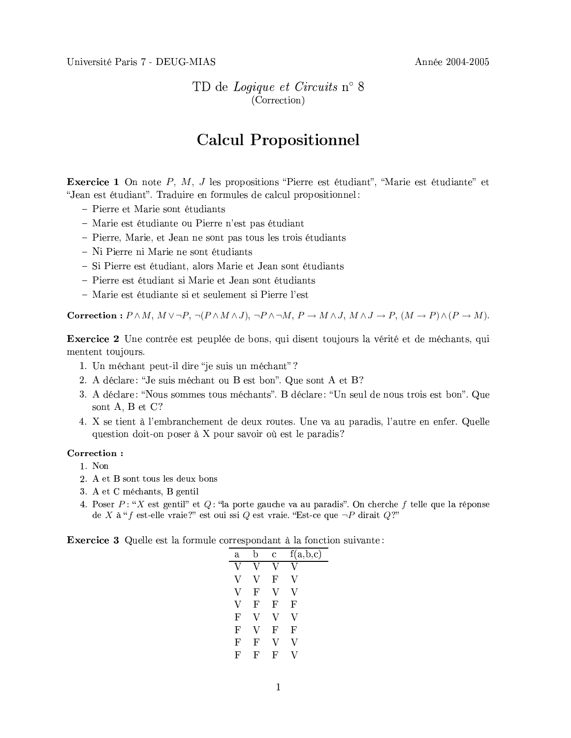Université Paris 7 - DEUG-MIAS — Année 2004-2005

TD de *Logique et Circuits* n° 8
(Correction)

# Calcul Propositionnel

**Exercice 1** On note $P$, $M$, $J$ les propositions "Pierre est étudiant", "Marie est étudiante" et "Jean est étudiant". Traduire en formules de calcul propositionnel :

- Pierre et Marie sont étudiants
- Marie est étudiante ou Pierre n'est pas étudiant
- Pierre, Marie, et Jean ne sont pas tous les trois étudiants
- Ni Pierre ni Marie ne sont étudiants
- Si Pierre est étudiant, alors Marie et Jean sont étudiants
- Pierre est étudiant si Marie et Jean sont étudiants
- Marie est étudiante si et seulement si Pierre l'est

**Correction :** $P \wedge M$, $M \vee \neg P$, $\neg(P \wedge M \wedge J)$, $\neg P \wedge \neg M$, $P \rightarrow M \wedge J$, $M \wedge J \rightarrow P$, $(M \rightarrow P) \wedge (P \rightarrow M)$.

**Exercice 2** Une contrée est peuplée de bons, qui disent toujours la vérité et de méchants, qui mentent toujours.

1. Un méchant peut-il dire "je suis un méchant" ?
2. A déclare : "Je suis méchant ou B est bon". Que sont A et B?
3. A déclare : "Nous sommes tous méchants". B déclare : "Un seul de nous trois est bon". Que sont A, B et C?
4. X se tient à l'embranchement de deux routes. Une va au paradis, l'autre en enfer. Quelle question doit-on poser à X pour savoir où est le paradis?

**Correction :**

1. Non
2. A et B sont tous les deux bons
3. A et C méchants, B gentil
4. Poser $P$ : "$X$ est gentil" et $Q$ : "la porte gauche va au paradis". On cherche $f$ telle que la réponse de $X$ à "$f$ est-elle vraie?" est oui ssi $Q$ est vraie. "Est-ce que $\neg P$ dirait $Q$?"

**Exercice 3** Quelle est la formule correspondant à la fonction suivante :

| a | b | c | f(a,b,c) |
|---|---|---|---|
| V | V | V | V |
| V | V | F | V |
| V | F | V | V |
| V | F | F | F |
| F | V | V | V |
| F | V | F | F |
| F | F | V | V |
| F | F | F | V |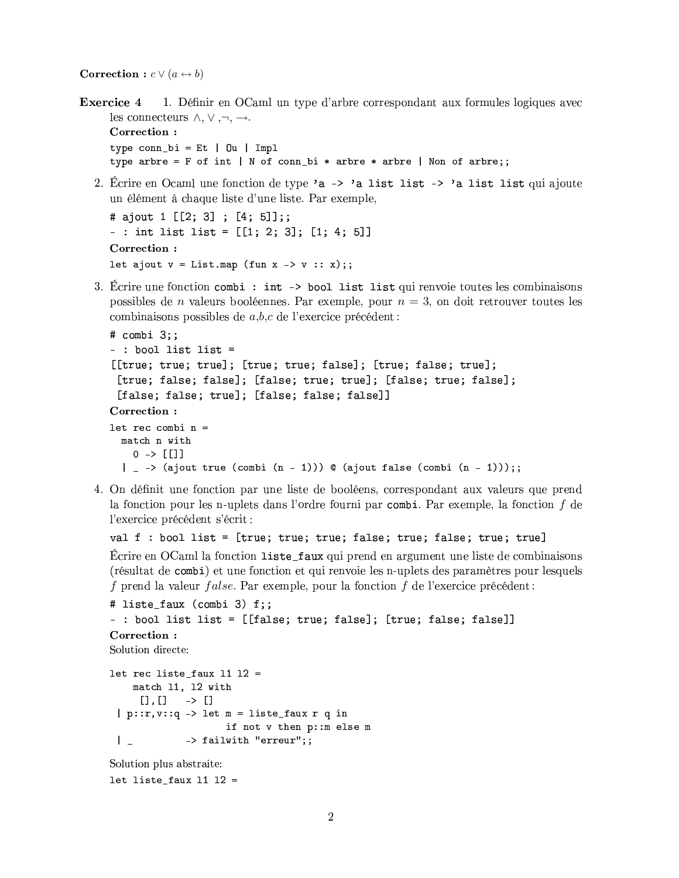**Correction :** $c \vee (a \leftrightarrow b)$

**Exercice 4** 1. Définir en OCaml un type d'arbre correspondant aux formules logiques avec les connecteurs $\wedge, \vee, \neg, \rightarrow$.

**Correction :**

```
type conn_bi = Et | Ou | Impl
type arbre = F of int | N of conn_bi * arbre * arbre | Non of arbre;;
```

2. Écrire en Ocaml une fonction de type `'a -> 'a list list -> 'a list list` qui ajoute un élément à chaque liste d'une liste. Par exemple,

```
# ajout 1 [[2; 3] ; [4; 5]];;
- : int list list = [[1; 2; 3]; [1; 4; 5]]
```

**Correction :**

```
let ajout v = List.map (fun x -> v :: x);;
```

3. Écrire une fonction `combi : int -> bool list list` qui renvoie toutes les combinaisons possibles de $n$ valeurs booléennes. Par exemple, pour $n = 3$, on doit retrouver toutes les combinaisons possibles de $a$,$b$,$c$ de l'exercice précédent :

```
# combi 3;;
- : bool list list =
[[true; true; true]; [true; true; false]; [true; false; true];
 [true; false; false]; [false; true; true]; [false; true; false];
 [false; false; true]; [false; false; false]]
```

**Correction :**

```
let rec combi n =
  match n with
    0 -> [[]]
  | _ -> (ajout true (combi (n - 1))) @ (ajout false (combi (n - 1)));;
```

4. On définit une fonction par une liste de booléens, correspondant aux valeurs que prend la fonction pour les n-uplets dans l'ordre fourni par `combi`. Par exemple, la fonction $f$ de l'exercice précédent s'écrit :

```
val f : bool list = [true; true; true; false; true; false; true; true]
```

Écrire en OCaml la fonction `liste_faux` qui prend en argument une liste de combinaisons (résultat de `combi`) et une fonction et qui renvoie les n-uplets des paramètres pour lesquels $f$ prend la valeur $false$. Par exemple, pour la fonction $f$ de l'exercice précédent :

```
# liste_faux (combi 3) f;;
- : bool list list = [[false; true; false]; [true; false; false]]
```

**Correction :**

Solution directe:

```
let rec liste_faux l1 l2 =
    match l1, l2 with
     [],[]   -> []
 | p::r,v::q -> let m = liste_faux r q in
                    if not v then p::m else m
 | _         -> failwith "erreur";;
```

Solution plus abstraite:

```
let liste_faux l1 l2 =
```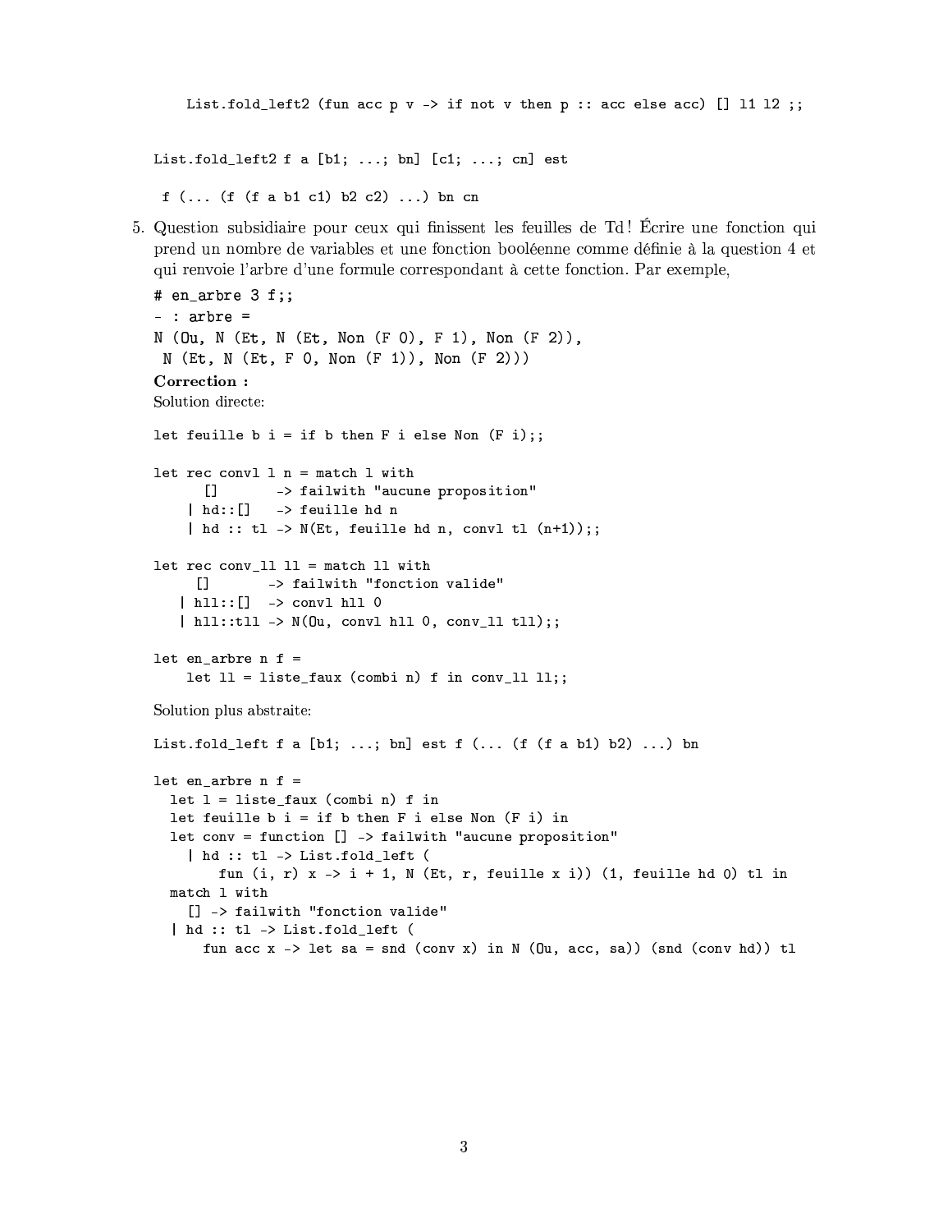```
List.fold_left2 (fun acc p v -> if not v then p :: acc else acc) [] l1 l2 ;;
```

```
List.fold_left2 f a [b1; ...; bn] [c1; ...; cn] est

 f (... (f (f a b1 c1) b2 c2) ...) bn cn
```

5. Question subsidiaire pour ceux qui finissent les feuilles de Td ! Écrire une fonction qui prend un nombre de variables et une fonction booléenne comme définie à la question 4 et qui renvoie l'arbre d'une formule correspondant à cette fonction. Par exemple,

```
# en_arbre 3 f;;
- : arbre =
N (Ou, N (Et, N (Et, Non (F 0), F 1), Non (F 2)),
 N (Et, N (Et, F 0, Non (F 1)), Non (F 2)))
```

**Correction :**

Solution directe:

```
let feuille b i = if b then F i else Non (F i);;

let rec convl l n = match l with
      []       -> failwith "aucune proposition"
    | hd::[]   -> feuille hd n
    | hd :: tl -> N(Et, feuille hd n, convl tl (n+1));;

let rec conv_ll ll = match ll with
     []       -> failwith "fonction valide"
   | hll::[]  -> convl hll 0
   | hll::tll -> N(Ou, convl hll 0, conv_ll tll);;

let en_arbre n f =
    let ll = liste_faux (combi n) f in conv_ll ll;;
```

Solution plus abstraite:

```
List.fold_left f a [b1; ...; bn] est f (... (f (f a b1) b2) ...) bn

let en_arbre n f =
  let l = liste_faux (combi n) f in
  let feuille b i = if b then F i else Non (F i) in
  let conv = function [] -> failwith "aucune proposition"
    | hd :: tl -> List.fold_left (
        fun (i, r) x -> i + 1, N (Et, r, feuille x i)) (1, feuille hd 0) tl in
  match l with
    [] -> failwith "fonction valide"
  | hd :: tl -> List.fold_left (
      fun acc x -> let sa = snd (conv x) in N (Ou, acc, sa)) (snd (conv hd)) tl
```